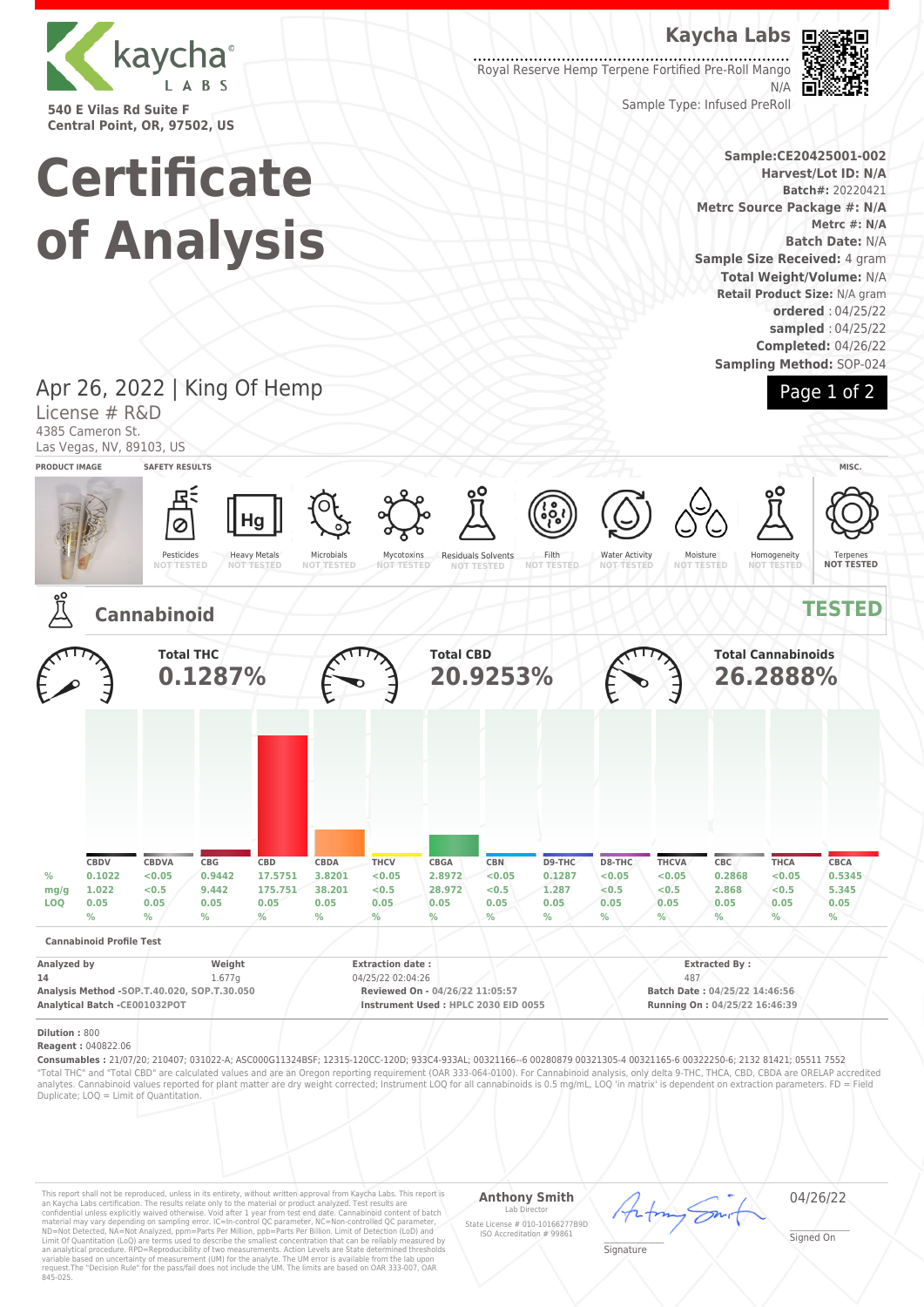kaycha LABS

540 E Vilas Rd Suite F
Central Point, OR, 97502, US

# Certificate of Analysis

**Kaycha Labs**

Royal Reserve Hemp Terpene Fortified Pre-Roll Mango
N/A
Sample Type: Infused PreRoll

**Sample:CE20425001-002**
**Harvest/Lot ID: N/A**
**Batch#:** 20220421
**Metrc Source Package #: N/A**
**Metrc #: N/A**
**Batch Date:** N/A
**Sample Size Received:** 4 gram
**Total Weight/Volume:** N/A
**Retail Product Size:** N/A gram
**ordered** : 04/25/22
**sampled** : 04/25/22
**Completed:** 04/26/22
**Sampling Method:** SOP-024

## Apr 26, 2022 | King Of Hemp

License # R&D
4385 Cameron St.
Las Vegas, NV, 89103, US

**PRODUCT IMAGE** | **SAFETY RESULTS** | **MISC.**

| Pesticides | Heavy Metals | Microbials | Mycotoxins | Residuals Solvents | Filth | Water Activity | Moisture | Homogeneity | Terpenes |
|---|---|---|---|---|---|---|---|---|---|
| NOT TESTED | NOT TESTED | NOT TESTED | NOT TESTED | NOT TESTED | NOT TESTED | NOT TESTED | NOT TESTED | NOT TESTED | NOT TESTED |

## Cannabinoid — TESTED

**Total THC** 0.1287%

**Total CBD** 20.9253%

**Total Cannabinoids** 26.2888%

| | CBDV | CBDVA | CBG | CBD | CBDA | THCV | CBGA | CBN | D9-THC | D8-THC | THCVA | CBC | THCA | CBCA |
|---|---|---|---|---|---|---|---|---|---|---|---|---|---|---|
| % | 0.1022 | <0.05 | 0.9442 | 17.5751 | 3.8201 | <0.05 | 2.8972 | <0.05 | 0.1287 | <0.05 | <0.05 | 0.2868 | <0.05 | 0.5345 |
| mg/g | 1.022 | <0.5 | 9.442 | 175.751 | 38.201 | <0.5 | 28.972 | <0.5 | 1.287 | <0.5 | <0.5 | 2.868 | <0.5 | 5.345 |
| LOQ | 0.05 | 0.05 | 0.05 | 0.05 | 0.05 | 0.05 | 0.05 | 0.05 | 0.05 | 0.05 | 0.05 | 0.05 | 0.05 | 0.05 |
| | % | % | % | % | % | % | % | % | % | % | % | % | % | % |

**Cannabinoid Profile Test**

| | | | |
|---|---|---|---|
| **Analyzed by** 14 | **Weight** 1.677g | **Extraction date :** 04/25/22 02:04:26 | **Extracted By :** 487 |
| **Analysis Method -SOP.T.40.020, SOP.T.30.050** | | **Reviewed On - 04/26/22 11:05:57** | **Batch Date : 04/25/22 14:46:56** |
| **Analytical Batch -CE001032POT** | | **Instrument Used : HPLC 2030 EID 0055** | **Running On : 04/25/22 16:46:39** |

**Dilution :** 800
**Reagent :** 040822.06
**Consumables :** 21/07/20; 210407; 031022-A; ASC000G11324BSF; 12315-120CC-120D; 933C4-933AL; 00321166--6 00280879 00321305-4 00321165-6 00322250-6; 2132 81421; 05511 7552
"Total THC" and "Total CBD" are calculated values and are an Oregon reporting requirement (OAR 333-064-0100). For Cannabinoid analysis, only delta 9-THC, THCA, CBD, CBDA are ORELAP accredited analytes. Cannabinoid values reported for plant matter are dry weight corrected; Instrument LOQ for all cannabinoids is 0.5 mg/mL, LOQ 'in matrix' is dependent on extraction parameters. FD = Field Duplicate; LOQ = Limit of Quantitation.

This report shall not be reproduced, unless in its entirety, without written approval from Kaycha Labs. This report is an Kaycha Labs certification. The results relate only to the material or product analyzed. Test results are confidential unless explicitly waived otherwise. Void after 1 year from test end date. Cannabinoid content of batch material may vary depending on sampling error. IC=In-control QC parameter, NC=Non-controlled QC parameter, ND=Not Detected, NA=Not Analyzed, ppm=Parts Per Million, ppb=Parts Per Billion. Limit of Detection (LoD) and Limit Of Quantitation (LoQ) are terms used to describe the smallest concentration that can be reliably measured by an analytical procedure. RPD=Reproducibility of two measurements. Action Levels are State defined thresholds variable based on uncertainty of measurement (UM) for the analyte. The UM error is available from the lab upon request.The "Decision Rule" for the pass/fail does not include the UM. The limits are based on OAR 333-007, OAR 845-025.

**Anthony Smith**
Lab Director
State License # 010-10166277B9D
ISO Accreditation # 99861

Signature

04/26/22
Signed On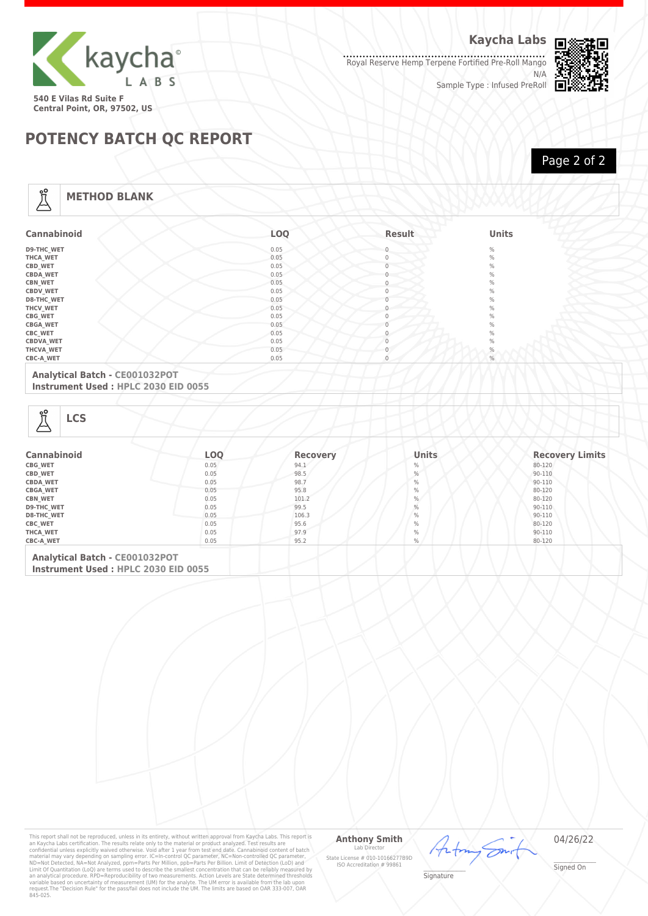Kaycha Labs

540 E Vilas Rd Suite F
Central Point, OR, 97502, US

**Kaycha Labs**

Royal Reserve Hemp Terpene Fortified Pre-Roll Mango
N/A
Sample Type : Infused PreRoll

# POTENCY BATCH QC REPORT

## METHOD BLANK

| Cannabinoid | LOQ | Result | Units |
|---|---|---|---|
| D9-THC_WET | 0.05 | 0 | % |
| THCA_WET | 0.05 | 0 | % |
| CBD_WET | 0.05 | 0 | % |
| CBDA_WET | 0.05 | 0 | % |
| CBN_WET | 0.05 | 0 | % |
| CBDV_WET | 0.05 | 0 | % |
| D8-THC_WET | 0.05 | 0 | % |
| THCV_WET | 0.05 | 0 | % |
| CBG_WET | 0.05 | 0 | % |
| CBGA_WET | 0.05 | 0 | % |
| CBC_WET | 0.05 | 0 | % |
| CBDVA_WET | 0.05 | 0 | % |
| THCVA_WET | 0.05 | 0 | % |
| CBC-A_WET | 0.05 | 0 | % |

**Analytical Batch -** CE001032POT
**Instrument Used :** HPLC 2030 EID 0055

## LCS

| Cannabinoid | LOQ | Recovery | Units | Recovery Limits |
|---|---|---|---|---|
| CBG_WET | 0.05 | 94.1 | % | 80-120 |
| CBD_WET | 0.05 | 98.5 | % | 90-110 |
| CBDA_WET | 0.05 | 98.7 | % | 90-110 |
| CBGA_WET | 0.05 | 95.8 | % | 80-120 |
| CBN_WET | 0.05 | 101.2 | % | 80-120 |
| D9-THC_WET | 0.05 | 99.5 | % | 90-110 |
| D8-THC_WET | 0.05 | 106.3 | % | 90-110 |
| CBC_WET | 0.05 | 95.6 | % | 80-120 |
| THCA_WET | 0.05 | 97.9 | % | 90-110 |
| CBC-A_WET | 0.05 | 95.2 | % | 80-120 |

**Analytical Batch -** CE001032POT
**Instrument Used :** HPLC 2030 EID 0055

This report shall not be reproduced, unless in its entirety, without written approval from Kaycha Labs. This report is an Kaycha Labs certification. The results relate only to the material or product analyzed. Test results are confidential unless explicitly waived otherwise. Void after 1 year from test end date. Cannabinoid content of batch material may vary depending on sampling error. IC=In-control QC parameter, NC=Non-controlled QC parameter, ND=Not Detected, NA=Not Analyzed, ppm=Parts Per Million, ppb=Parts Per Billion. Limit of Detection (LoD) and Limit Of Quantitation (LoQ) are terms used to describe the smallest concentration that can be reliably measured by an analytical procedure. RPD=Reproducibility of two measurements. Action Levels are State determined thresholds variable based on uncertainty of measurement (UM) for the analyte. The UM error is available from the lab upon request.The "Decision Rule" for the pass/fail does not include the UM. The limits are based on OAR 333-007, OAR 845-025.

**Anthony Smith**
Lab Director
State License # 010-10166277B9D
ISO Accreditation # 99861

Signature

04/26/22
Signed On